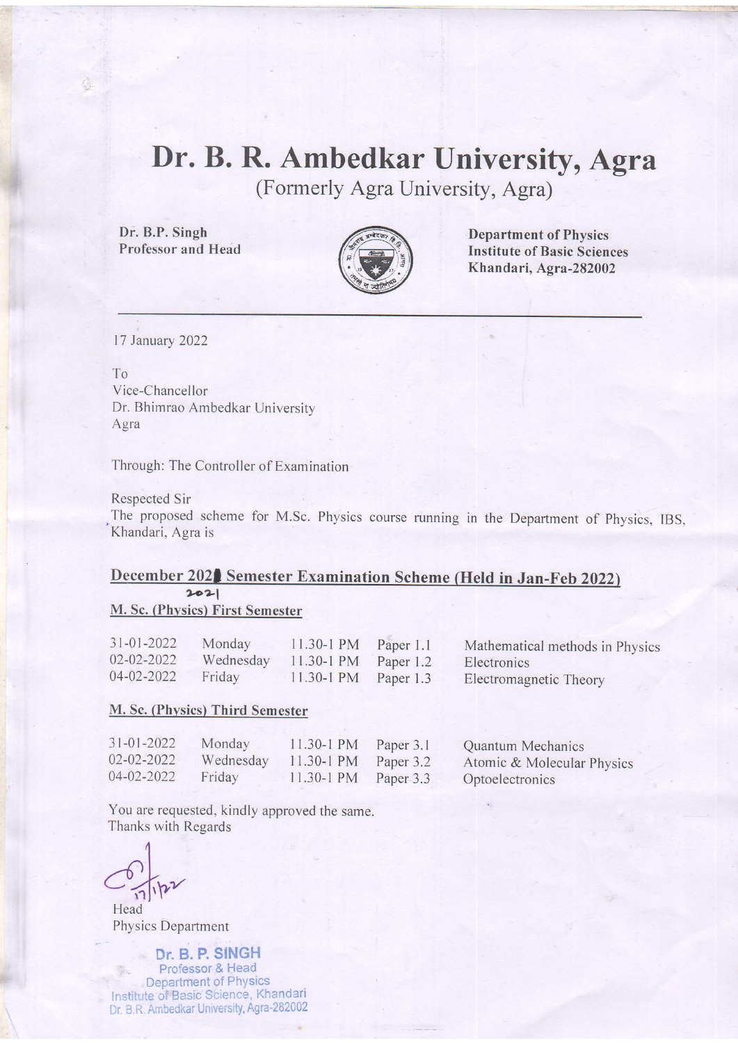# Dr. B. R. Ambedkar University, Agra

(Formerly Agra University, Agra)

**Dr. B.P. Singh**
**Professor and Head**

**Department of Physics**
**Institute of Basic Sciences**
**Khandari, Agra-282002**

---

17 January 2022

To
Vice-Chancellor
Dr. Bhimrao Ambedkar University
Agra

Through: The Controller of Examination

Respected Sir
The proposed scheme for M.Sc. Physics course running in the Department of Physics, IBS, Khandari, Agra is

## December 2021 Semester Examination Scheme (Held in Jan-Feb 2022)

### M. Sc. (Physics) First Semester

| 31-01-2022 | Monday | 11.30-1 PM | Paper 1.1 | Mathematical methods in Physics |
|---|---|---|---|---|
| 02-02-2022 | Wednesday | 11.30-1 PM | Paper 1.2 | Electronics |
| 04-02-2022 | Friday | 11.30-1 PM | Paper 1.3 | Electromagnetic Theory |

### M. Sc. (Physics) Third Semester

| 31-01-2022 | Monday | 11.30-1 PM | Paper 3.1 | Quantum Mechanics |
|---|---|---|---|---|
| 02-02-2022 | Wednesday | 11.30-1 PM | Paper 3.2 | Atomic & Molecular Physics |
| 04-02-2022 | Friday | 11.30-1 PM | Paper 3.3 | Optoelectronics |

You are requested, kindly approved the same.
Thanks with Regards

17/1/22
Head
Physics Department

**Dr. B. P. SINGH**
Professor & Head
Department of Physics
Institute of Basic Science, Khandari
Dr. B.R. Ambedkar University, Agra-282002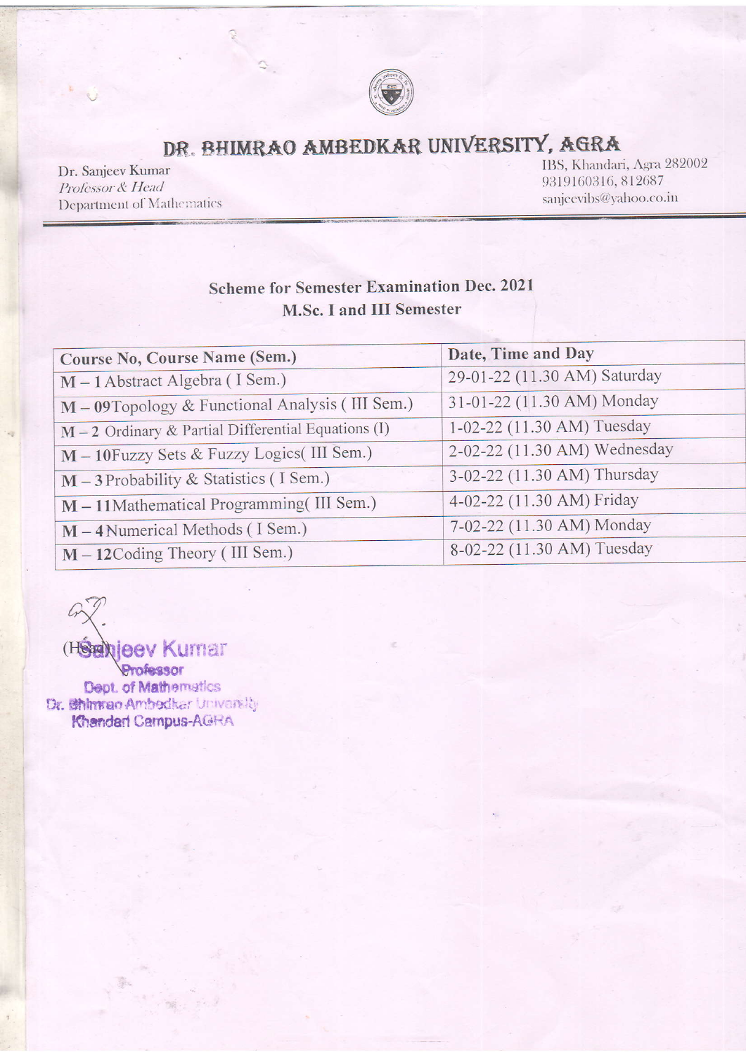# DR. BHIMRAO AMBEDKAR UNIVERSITY, AGRA

Dr. Sanjeev Kumar
*Professor & Head*
Department of Mathematics

IBS, Khandari, Agra 282002
9319160316, 812687
sanjeevibs@yahoo.co.in

## Scheme for Semester Examination Dec. 2021
## M.Sc. I and III Semester

| Course No, Course Name (Sem.) | Date, Time and Day |
|---|---|
| **M – 1** Abstract Algebra ( I Sem.) | 29-01-22 (11.30 AM) Saturday |
| **M – 09**Topology & Functional Analysis ( III Sem.) | 31-01-22 (11.30 AM) Monday |
| **M – 2** Ordinary & Partial Differential Equations (I) | 1-02-22 (11.30 AM) Tuesday |
| **M – 10**Fuzzy Sets & Fuzzy Logics( III Sem.) | 2-02-22 (11.30 AM) Wednesday |
| **M – 3** Probability & Statistics ( I Sem.) | 3-02-22 (11.30 AM) Thursday |
| **M – 11**Mathematical Programming( III Sem.) | 4-02-22 (11.30 AM) Friday |
| **M – 4** Numerical Methods ( I Sem.) | 7-02-22 (11.30 AM) Monday |
| **M – 12**Coding Theory ( III Sem.) | 8-02-22 (11.30 AM) Tuesday |

(Head)

Sanjeev Kumar
Professor
Dept. of Mathematics
Dr. Bhimrao Ambedkar University
Khandari Campus-AGRA